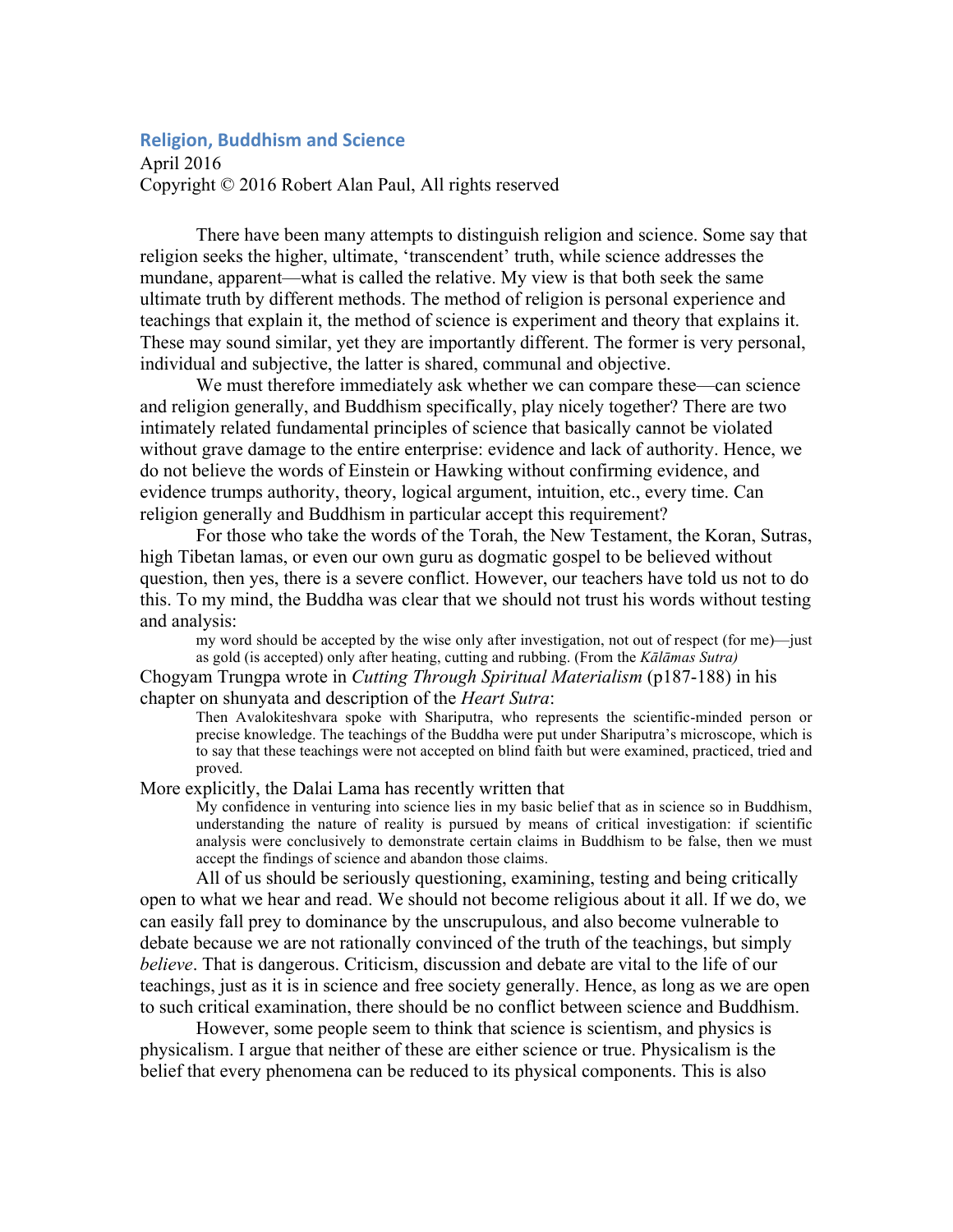## Religion, Buddhism and Science

April 2016
Copyright © 2016 Robert Alan Paul, All rights reserved

There have been many attempts to distinguish religion and science. Some say that religion seeks the higher, ultimate, 'transcendent' truth, while science addresses the mundane, apparent—what is called the relative. My view is that both seek the same ultimate truth by different methods. The method of religion is personal experience and teachings that explain it, the method of science is experiment and theory that explains it. These may sound similar, yet they are importantly different. The former is very personal, individual and subjective, the latter is shared, communal and objective.

We must therefore immediately ask whether we can compare these—can science and religion generally, and Buddhism specifically, play nicely together? There are two intimately related fundamental principles of science that basically cannot be violated without grave damage to the entire enterprise: evidence and lack of authority. Hence, we do not believe the words of Einstein or Hawking without confirming evidence, and evidence trumps authority, theory, logical argument, intuition, etc., every time. Can religion generally and Buddhism in particular accept this requirement?

For those who take the words of the Torah, the New Testament, the Koran, Sutras, high Tibetan lamas, or even our own guru as dogmatic gospel to be believed without question, then yes, there is a severe conflict. However, our teachers have told us not to do this. To my mind, the Buddha was clear that we should not trust his words without testing and analysis:

> my word should be accepted by the wise only after investigation, not out of respect (for me)—just as gold (is accepted) only after heating, cutting and rubbing. (From the *Kālāmas Sutra)*

Chogyam Trungpa wrote in *Cutting Through Spiritual Materialism* (p187-188) in his chapter on shunyata and description of the *Heart Sutra*:

> Then Avalokiteshvara spoke with Shariputra, who represents the scientific-minded person or precise knowledge. The teachings of the Buddha were put under Shariputra's microscope, which is to say that these teachings were not accepted on blind faith but were examined, practiced, tried and proved.

More explicitly, the Dalai Lama has recently written that

> My confidence in venturing into science lies in my basic belief that as in science so in Buddhism, understanding the nature of reality is pursued by means of critical investigation: if scientific analysis were conclusively to demonstrate certain claims in Buddhism to be false, then we must accept the findings of science and abandon those claims.

All of us should be seriously questioning, examining, testing and being critically open to what we hear and read. We should not become religious about it all. If we do, we can easily fall prey to dominance by the unscrupulous, and also become vulnerable to debate because we are not rationally convinced of the truth of the teachings, but simply *believe*. That is dangerous. Criticism, discussion and debate are vital to the life of our teachings, just as it is in science and free society generally. Hence, as long as we are open to such critical examination, there should be no conflict between science and Buddhism.

However, some people seem to think that science is scientism, and physics is physicalism. I argue that neither of these are either science or true. Physicalism is the belief that every phenomena can be reduced to its physical components. This is also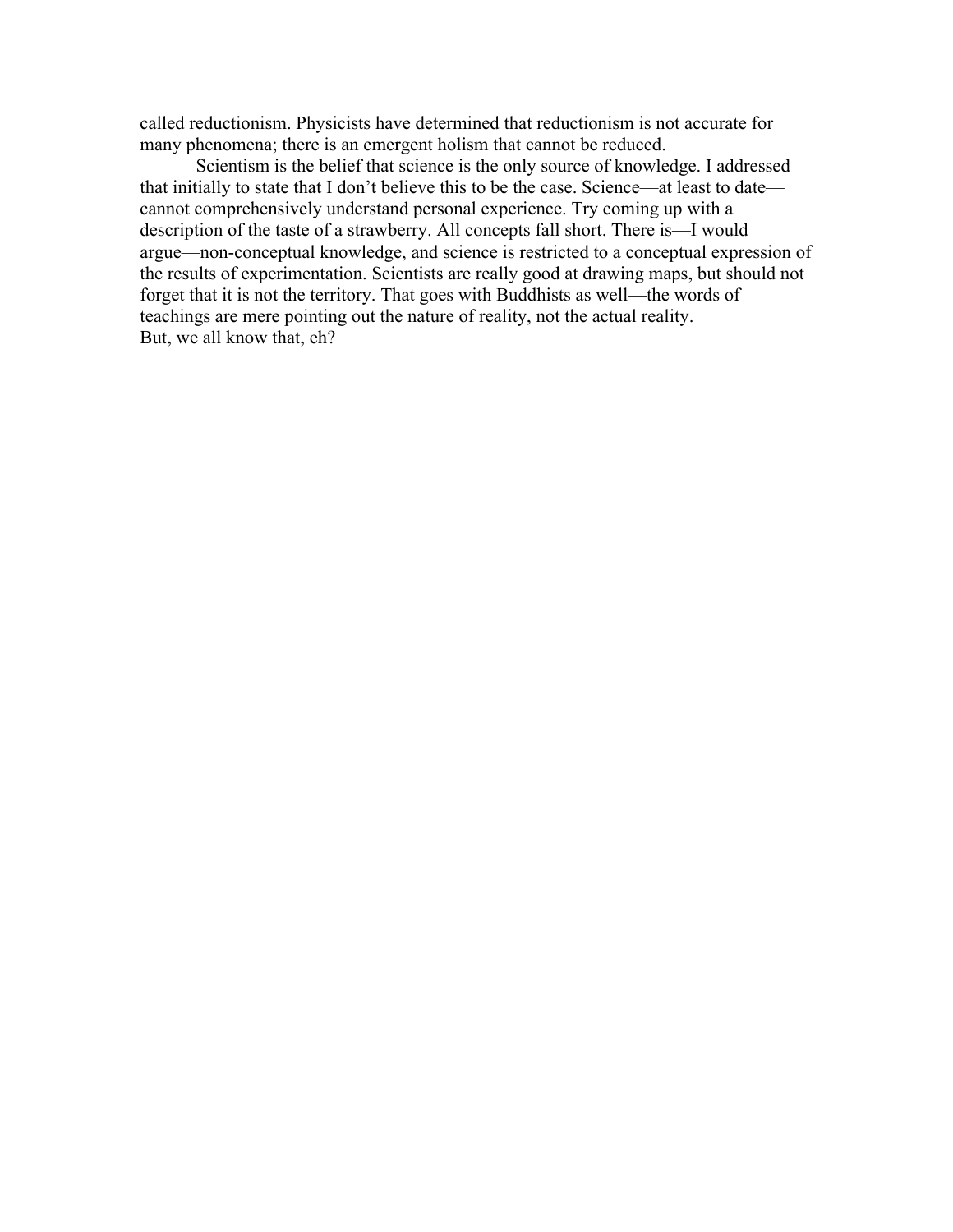called reductionism. Physicists have determined that reductionism is not accurate for many phenomena; there is an emergent holism that cannot be reduced.

Scientism is the belief that science is the only source of knowledge. I addressed that initially to state that I don't believe this to be the case. Science—at least to date—cannot comprehensively understand personal experience. Try coming up with a description of the taste of a strawberry. All concepts fall short. There is—I would argue—non-conceptual knowledge, and science is restricted to a conceptual expression of the results of experimentation. Scientists are really good at drawing maps, but should not forget that it is not the territory. That goes with Buddhists as well—the words of teachings are mere pointing out the nature of reality, not the actual reality.

But, we all know that, eh?